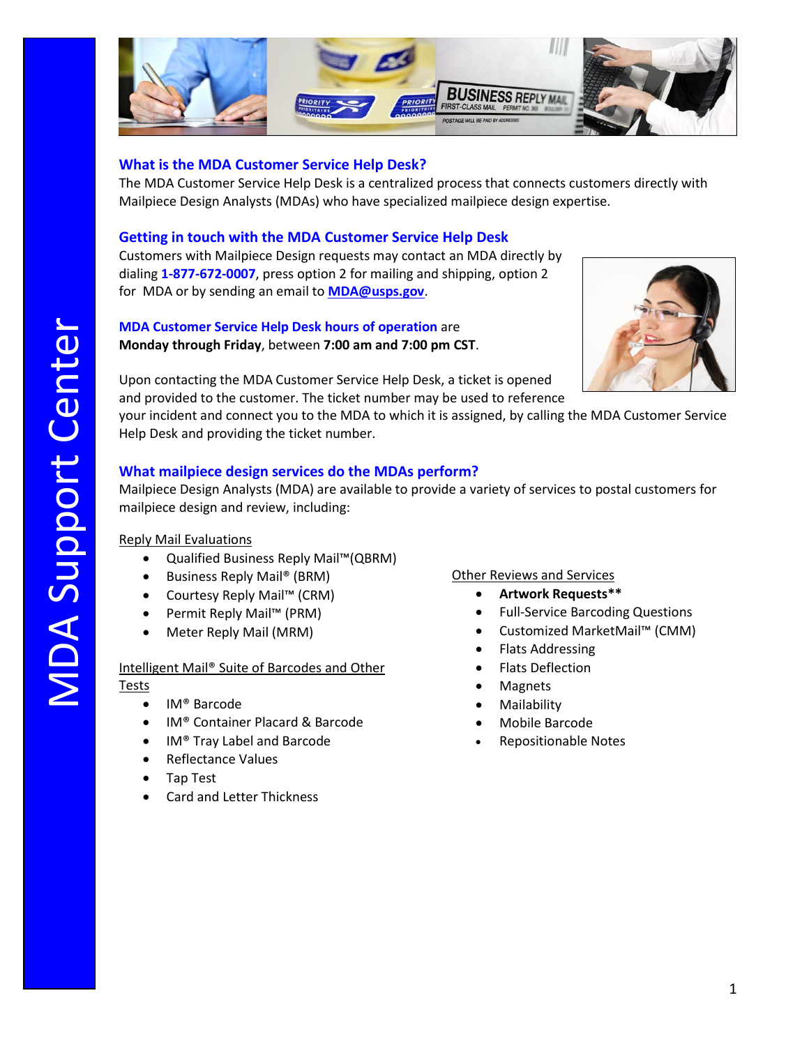# MDA Support Center

## What is the MDA Customer Service Help Desk?

The MDA Customer Service Help Desk is a centralized process that connects customers directly with Mailpiece Design Analysts (MDAs) who have specialized mailpiece design expertise.

## Getting in touch with the MDA Customer Service Help Desk

Customers with Mailpiece Design requests may contact an MDA directly by dialing **1-877-672-0007**, press option 2 for mailing and shipping, option 2 for MDA or by sending an email to **MDA@usps.gov**.

**MDA Customer Service Help Desk hours of operation** are **Monday through Friday**, between **7:00 am and 7:00 pm CST**.

Upon contacting the MDA Customer Service Help Desk, a ticket is opened and provided to the customer. The ticket number may be used to reference your incident and connect you to the MDA to which it is assigned, by calling the MDA Customer Service Help Desk and providing the ticket number.

## What mailpiece design services do the MDAs perform?

Mailpiece Design Analysts (MDA) are available to provide a variety of services to postal customers for mailpiece design and review, including:

Reply Mail Evaluations

- Qualified Business Reply Mail™(QBRM)
- Business Reply Mail® (BRM)
- Courtesy Reply Mail™ (CRM)
- Permit Reply Mail™ (PRM)
- Meter Reply Mail (MRM)

Intelligent Mail® Suite of Barcodes and Other Tests

- IM® Barcode
- IM® Container Placard & Barcode
- IM® Tray Label and Barcode
- Reflectance Values
- Tap Test
- Card and Letter Thickness

Other Reviews and Services

- **Artwork Requests\*\***
- Full-Service Barcoding Questions
- Customized MarketMail™ (CMM)
- Flats Addressing
- Flats Deflection
- Magnets
- Mailability
- Mobile Barcode
- Repositionable Notes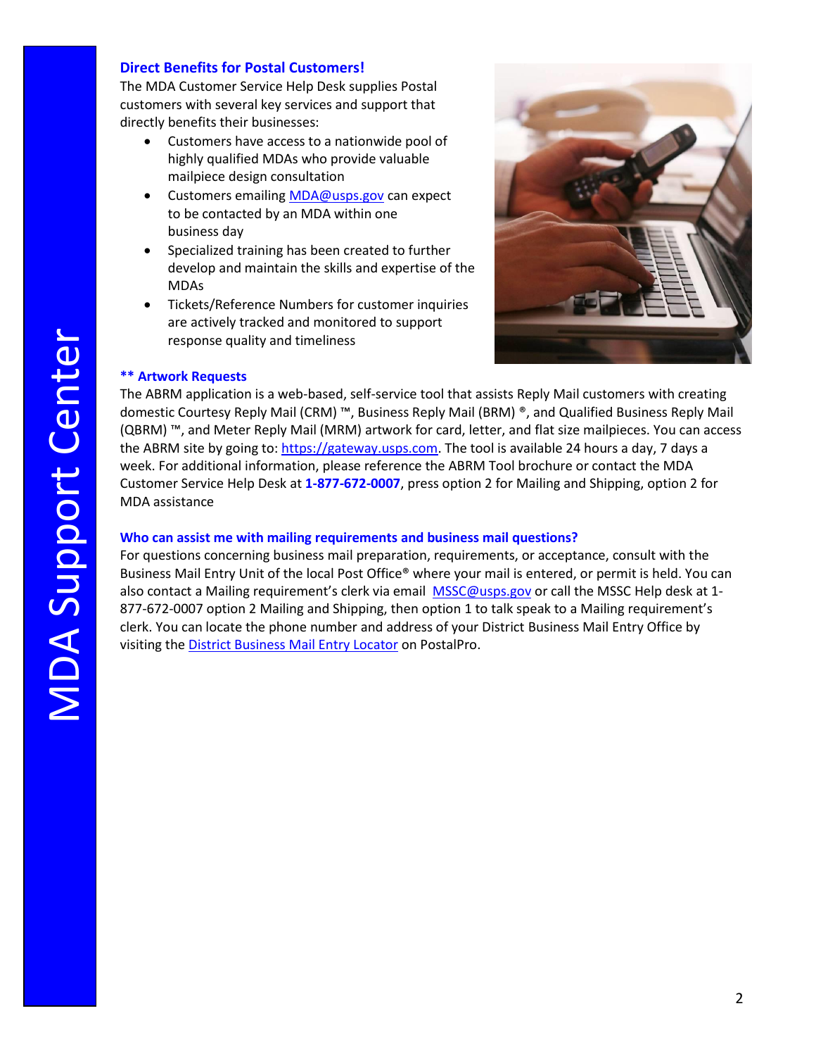## Direct Benefits for Postal Customers!

The MDA Customer Service Help Desk supplies Postal customers with several key services and support that directly benefits their businesses:

- Customers have access to a nationwide pool of highly qualified MDAs who provide valuable mailpiece design consultation
- Customers emailing MDA@usps.gov can expect to be contacted by an MDA within one business day
- Specialized training has been created to further develop and maintain the skills and expertise of the MDAs
- Tickets/Reference Numbers for customer inquiries are actively tracked and monitored to support response quality and timeliness

## ** Artwork Requests

The ABRM application is a web-based, self-service tool that assists Reply Mail customers with creating domestic Courtesy Reply Mail (CRM) ™, Business Reply Mail (BRM) ®, and Qualified Business Reply Mail (QBRM) ™, and Meter Reply Mail (MRM) artwork for card, letter, and flat size mailpieces. You can access the ABRM site by going to: https://gateway.usps.com. The tool is available 24 hours a day, 7 days a week. For additional information, please reference the ABRM Tool brochure or contact the MDA Customer Service Help Desk at **1-877-672-0007**, press option 2 for Mailing and Shipping, option 2 for MDA assistance

## Who can assist me with mailing requirements and business mail questions?

For questions concerning business mail preparation, requirements, or acceptance, consult with the Business Mail Entry Unit of the local Post Office® where your mail is entered, or permit is held. You can also contact a Mailing requirement's clerk via email MSSC@usps.gov or call the MSSC Help desk at 1-877-672-0007 option 2 Mailing and Shipping, then option 1 to talk speak to a Mailing requirement's clerk. You can locate the phone number and address of your District Business Mail Entry Office by visiting the District Business Mail Entry Locator on PostalPro.